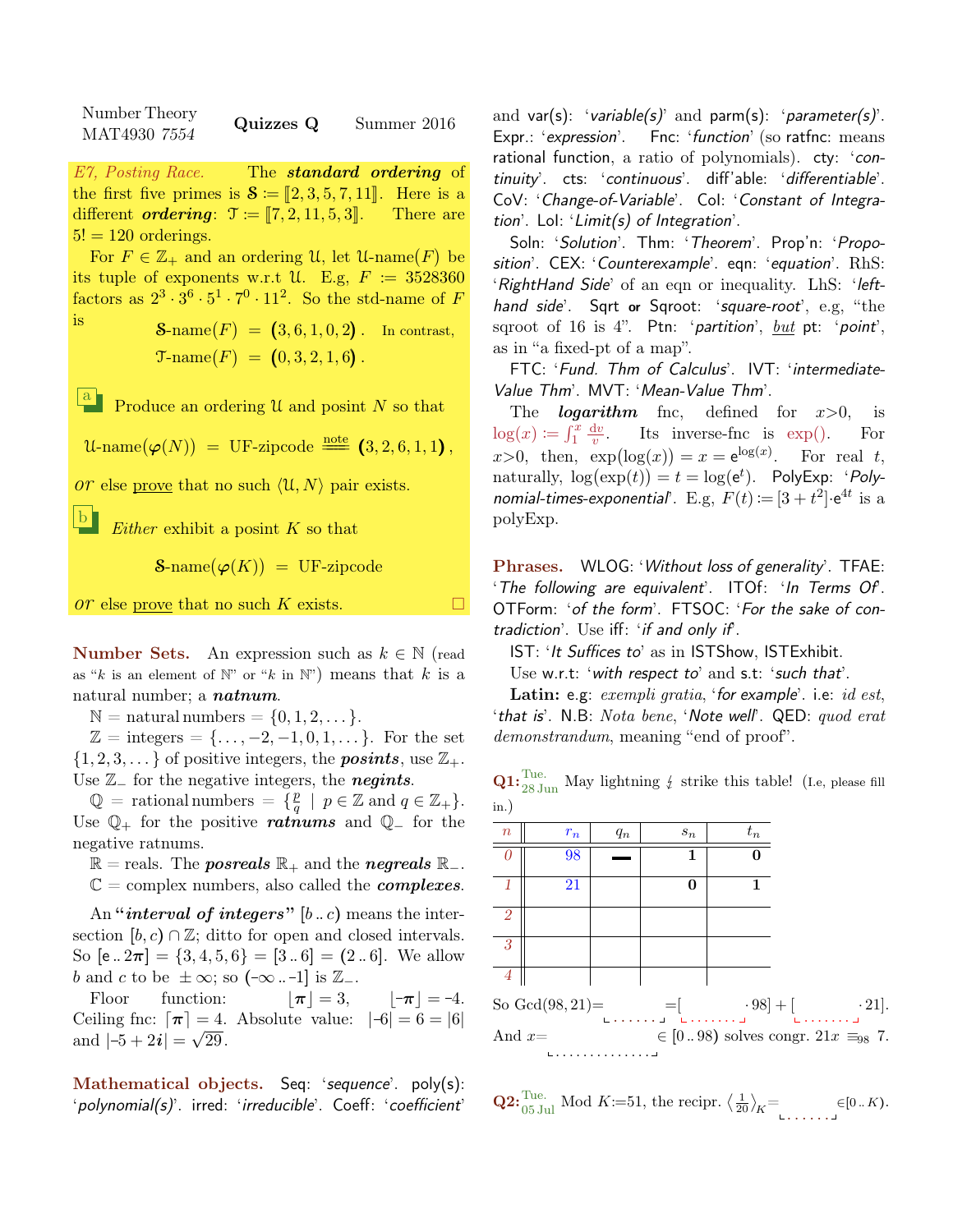Number Theory MAT4930 7554 — **Quizzes Q** — Summer 2016

*E7, Posting Race.* The ***standard ordering*** of the first five primes is $\mathcal{S} := [\![2,3,5,7,11]\!]$. Here is a different ***ordering***: $\mathcal{T} := [\![7,2,11,5,3]\!]$. There are $5! = 120$ orderings.

For $F \in \mathbb{Z}_+$ and an ordering $\mathcal{U}$, let $\mathcal{U}$-name$(F)$ be its tuple of exponents w.r.t $\mathcal{U}$. E.g, $F := 3528360$ factors as $2^3 \cdot 3^6 \cdot 5^1 \cdot 7^0 \cdot 11^2$. So the std-name of $F$ is

$$\mathcal{S}\text{-name}(F) = (3,6,1,0,2). \quad \text{In contrast,}$$
$$\mathcal{T}\text{-name}(F) = (0,3,2,1,6).$$

**a** Produce an ordering $\mathcal{U}$ and posint $N$ so that

$$\mathcal{U}\text{-name}(\boldsymbol{\varphi}(N)) = \text{UF-zipcode} \overset{\text{note}}{=\!=} (3,2,6,1,1),$$

*or* else prove that no such $\langle \mathcal{U}, N\rangle$ pair exists.

**b** *Either* exhibit a posint $K$ so that

$$\mathcal{S}\text{-name}(\boldsymbol{\varphi}(K)) = \text{UF-zipcode}$$

*or* else prove that no such $K$ exists. □

## Number Sets.

An expression such as $k \in \mathbb{N}$ (read as "$k$ is an element of $\mathbb{N}$" or "$k$ in $\mathbb{N}$") means that $k$ is a natural number; a ***natnum***.

$\mathbb{N}$ = natural numbers = $\{0,1,2,\dots\}$.

$\mathbb{Z}$ = integers = $\{\dots,-2,-1,0,1,\dots\}$. For the set $\{1,2,3,\dots\}$ of positive integers, the ***posints***, use $\mathbb{Z}_+$. Use $\mathbb{Z}_-$ for the negative integers, the ***negints***.

$\mathbb{Q}$ = rational numbers = $\{\frac{p}{q} \mid p \in \mathbb{Z} \text{ and } q \in \mathbb{Z}_+\}$. Use $\mathbb{Q}_+$ for the positive ***ratnums*** and $\mathbb{Q}_-$ for the negative ratnums.

$\mathbb{R}$ = reals. The ***posreals*** $\mathbb{R}_+$ and the ***negreals*** $\mathbb{R}_-$.

$\mathbb{C}$ = complex numbers, also called the ***complexes***.

An "***interval of integers***" $[b\,..\,c)$ means the intersection $[b,c) \cap \mathbb{Z}$; ditto for open and closed intervals. So $[\mathrm{e}\,..\,2\pi] = \{3,4,5,6\} = [3\,..\,6] = (2\,..\,6]$. We allow $b$ and $c$ to be $\pm\infty$; so $(-\infty\,..\,-1]$ is $\mathbb{Z}_-$.

Floor function: $\lfloor \pi \rfloor = 3$, $\lfloor -\pi \rfloor = -4$. Ceiling fnc: $\lceil \pi \rceil = 4$. Absolute value: $|-6| = 6 = |6|$ and $|-5+2i| = \sqrt{29}$.

## Mathematical objects.

Seq: '*sequence*'. poly(s): '*polynomial(s)*'. irred: '*irreducible*'. Coeff: '*coefficient*' and var(s): '*variable(s)*' and parm(s): '*parameter(s)*'. Expr.: '*expression*'. Fnc: '*function*' (so ratfnc: means rational function, a ratio of polynomials). cty: '*continuity*'. cts: '*continuous*'. diff'able: '*differentiable*'. CoV: '*Change-of-Variable*'. CoI: '*Constant of Integration*'. LoI: '*Limit(s) of Integration*'.

Soln: '*Solution*'. Thm: '*Theorem*'. Prop'n: '*Proposition*'. CEX: '*Counterexample*'. eqn: '*equation*'. RhS: '*RightHand Side*' of an eqn or inequality. LhS: '*lefthand side*'. Sqrt or Sqroot: '*square-root*', e.g, "the sqroot of 16 is 4". Ptn: '*partition*', but pt: '*point*', as in "a fixed-pt of a map".

FTC: '*Fund. Thm of Calculus*'. IVT: '*intermediate-Value Thm*'. MVT: '*Mean-Value Thm*'.

The ***logarithm*** fnc, defined for $x>0$, is $\log(x) := \int_1^x \frac{dv}{v}$. Its inverse-fnc is $\exp()$. For $x>0$, then, $\exp(\log(x)) = x = \mathrm{e}^{\log(x)}$. For real $t$, naturally, $\log(\exp(t)) = t = \log(\mathrm{e}^t)$. PolyExp: '*Polynomial-times-exponential*'. E.g, $F(t) := [3+t^2]\cdot\mathrm{e}^{4t}$ is a polyExp.

## Phrases.

WLOG: '*Without loss of generality*'. TFAE: '*The following are equivalent*'. ITOf: '*In Terms Of*'. OTForm: '*of the form*'. FTSOC: '*For the sake of contradiction*'. Use iff: '*if and only if*'.

IST: '*It Suffices to*' as in ISTShow, ISTExhibit.

Use w.r.t: '*with respect to*' and s.t: '*such that*'.

**Latin:** e.g: *exempli gratia*, '*for example*'. i.e: *id est*, '*that is*'. N.B: *Nota bene*, '*Note well*'. QED: *quod erat demonstrandum*, meaning "end of proof".

**Q1:** Tue. 28 Jun — May lightning ↯ strike this table! (I.e, please fill in.)

| $n$ | $r_n$ | $q_n$ | $s_n$ | $t_n$ |
|---|---|---|---|---|
| 0 | 98 | — | 1 | 0 |
| 1 | 21 | | 0 | 1 |
| 2 | | | | |
| 3 | | | | |
| 4 | | | | |

So Gcd(98, 21)= ________ =[ ________ $\cdot$ 98] + [ ________ $\cdot$ 21].

And $x$= ________ $\in [0\,..\,98)$ solves congr. $21x \equiv_{98} 7$.

**Q2:** Tue. 05 Jul — Mod $K$:=51, the recipr. $\langle \frac{1}{20} \rangle_K$= ________ $\in [0\,..\,K)$.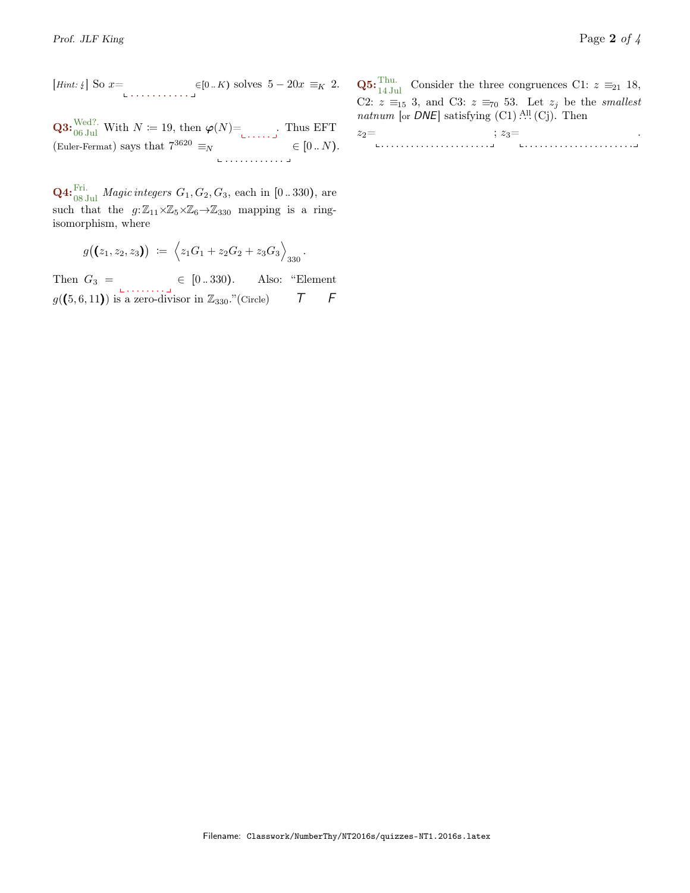[*Hint:* ⁄] So $x=$ \_\_\_\_\_\_\_\_\_\_\_\_ $\in[0..K)$ solves $5-20x \equiv_K 2$.

**Q3:** Wed?. 06 Jul With $N := 19$, then $\varphi(N)=$ \_\_\_\_\_\_. Thus EFT (Euler-Fermat) says that $7^{3620} \equiv_N$ \_\_\_\_\_\_\_\_\_\_\_\_ $\in [0..N)$.

**Q4:** Fri. 08 Jul *Magic integers* $G_1, G_2, G_3$, each in $[0..330)$, are such that the $g{:}\mathbb{Z}_{11}\times\mathbb{Z}_5\times\mathbb{Z}_6\to\mathbb{Z}_{330}$ mapping is a ring-isomorphism, where

$$g((z_1, z_2, z_3)) := \left\langle z_1G_1 + z_2G_2 + z_3G_3\right\rangle_{330}.$$

Then $G_3 =$ \_\_\_\_\_\_\_\_\_\_ $\in [0..330)$. Also: "Element $g((5, 6, 11))$ is a zero-divisor in $\mathbb{Z}_{330}$."(Circle) *T* *F*

**Q5:** Thu. 14 Jul Consider the three congruences C1: $z \equiv_{21} 18$, C2: $z \equiv_{15} 3$, and C3: $z \equiv_{70} 53$. Let $z_j$ be the *smallest natnum* [or *DNE*] satisfying (C1) $\overset{\text{All}}{\dots}$ (Cj). Then

$z_2=$ \_\_\_\_\_\_\_\_\_\_\_\_\_\_\_\_\_\_\_\_\_\_\_\_ ; $z_3=$ \_\_\_\_\_\_\_\_\_\_\_\_\_\_\_\_\_\_\_\_\_\_\_\_.

Filename: Classwork/NumberThy/NT2016s/quizzes-NT1.2016s.latex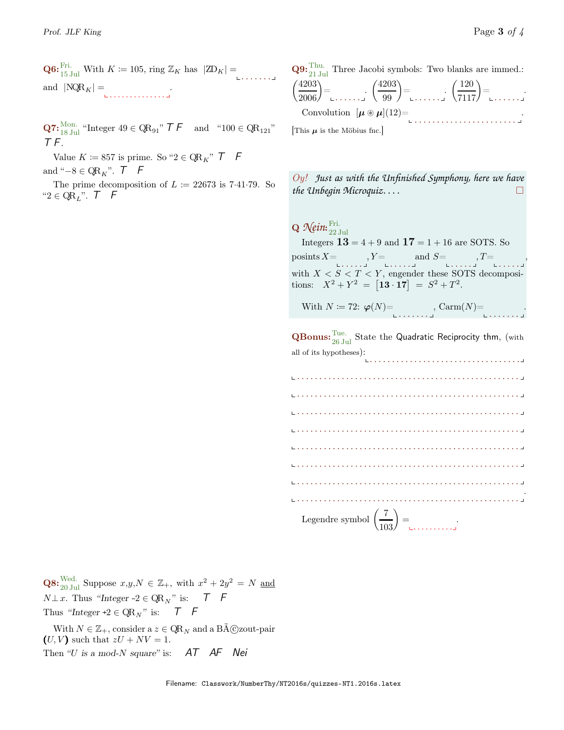**Q6:** Fri. 15 Jul With $K := 105$, ring $\mathbb{Z}_K$ has $|\text{ZD}_K| =$ ______ and $|\text{NQR}_K| =$ ______.

**Q7:** Mon. 18 Jul "Integer $49 \in \text{QR}_{91}$" *T F* and "$100 \in \text{QR}_{121}$" *T F*.

Value $K := 857$ is prime. So "$2 \in \text{QR}_K$" *T F* and "$-8 \in \text{QR}_K$". *T F*

The prime decomposition of $L := 22673$ is $7 \cdot 41 \cdot 79$. So "$2 \in \text{QR}_L$". *T F*

**Q8:** Wed. 20 Jul Suppose $x, y, N \in \mathbb{Z}_+$, with $x^2 + 2y^2 = N$ and $N \perp x$. Thus *"Integer -2 $\in \text{QR}_N$"* is: *T F*

Thus *"Integer +2 $\in \text{QR}_N$"* is: *T F*

With $N \in \mathbb{Z}_+$, consider a $z \in \text{QR}_N$ and a BÃ©zout-pair $(U, V)$ such that $zU + NV = 1$.

Then *"U is a mod-N square"* is: *AT AF Nei*

**Q9:** Thu. 21 Jul Three Jacobi symbols: Two blanks are immed.:

$\left(\frac{4203}{2006}\right) =$ ______. $\left(\frac{4203}{99}\right) =$ ______. $\left(\frac{120}{7117}\right) =$ ______.

Convolution $[\boldsymbol{\mu} \circledast \boldsymbol{\mu}](12) =$ ______.

[This $\boldsymbol{\mu}$ is the Möbius fnc.]

*Oy! Just as with the Unfinished Symphony, here we have the Unbegin Microquiz....* ☐

**Q Nein:** Fri. 22 Jul

Integers $\mathbf{13} = 4 + 9$ and $\mathbf{17} = 1 + 16$ are SOTS. So posints $X =$ ______, $Y =$ ______ and $S =$ ______, $T =$ ______, with $X < S < T < Y$, engender these SOTS decompositions: $X^2 + Y^2 = [\mathbf{13} \cdot \mathbf{17}] = S^2 + T^2$.

With $N := 72$: $\varphi(N) =$ ______, Carm$(N) =$ ______.

**QBonus:** Tue. 26 Jul State the Quadratic Reciprocity thm, (with all of its hypotheses):

______________________________________________

______________________________________________

______________________________________________

______________________________________________

______________________________________________

______________________________________________

______________________________________________

______________________________________________

______________________________________________.

Legendre symbol $\left(\frac{7}{103}\right) =$ ______.

Filename: `Classwork/NumberThy/NT2016s/quizzes-NT1.2016s.latex`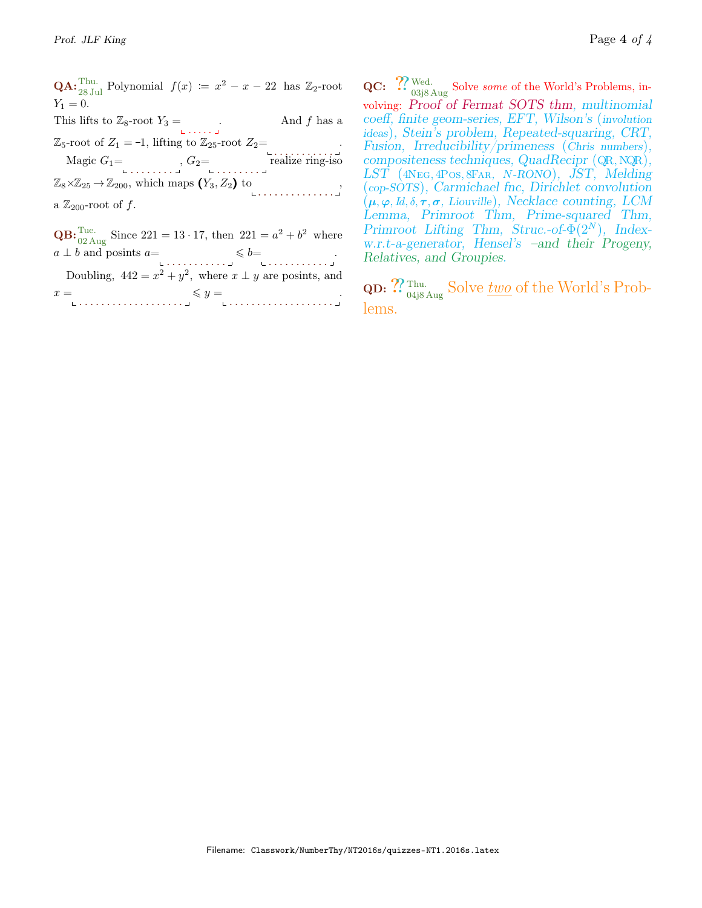**QA:** Thu. 28 Jul Polynomial $f(x) := x^2 - x - 22$ has $\mathbb{Z}_2$-root $Y_1 = 0$.
This lifts to $\mathbb{Z}_8$-root $Y_3 =$ ______. And $f$ has a $\mathbb{Z}_5$-root of $Z_1 = -1$, lifting to $\mathbb{Z}_{25}$-root $Z_2 =$ ______.

Magic $G_1 =$ ______, $G_2 =$ ______ realize ring-iso $\mathbb{Z}_8 \times \mathbb{Z}_{25} \to \mathbb{Z}_{200}$, which maps $(Y_3, Z_2)$ to ______, a $\mathbb{Z}_{200}$-root of $f$.

**QB:** Tue. 02 Aug Since $221 = 13 \cdot 17$, then $221 = a^2 + b^2$ where $a \perp b$ and posints $a =$ ______ $\leqslant b =$ ______.

Doubling, $442 = x^2 + y^2$, where $x \perp y$ are posints, and $x =$ ______ $\leqslant y =$ ______.

**QC:** ?? Wed. 03j8 Aug Solve *some* of the World's Problems, involving: *Proof of Fermat SOTS thm, multinomial coeff, finite geom-series, EFT, Wilson's (involution ideas), Stein's problem, Repeated-squaring, CRT, Fusion, Irreducibility/primeness (Chris numbers), compositeness techniques, QuadRecipr (QR, NQR), LST (4Neg, 4Pos, 8Far, N-RONO), JST, Melding (cop-SOTS), Carmichael fnc, Dirichlet convolution ($\boldsymbol{\mu}, \boldsymbol{\varphi}, Id, \delta, \boldsymbol{\tau}, \boldsymbol{\sigma}$, Liouville), Necklace counting, LCM Lemma, Primroot Thm, Prime-squared Thm, Primroot Lifting Thm, Struc.-of-$\Phi(2^N)$, Index-w.r.t-a-generator, Hensel's –and their Progeny, Relatives, and Groupies.*

**QD:** ?? Thu. 04j8 Aug Solve *two* of the World's Problems.